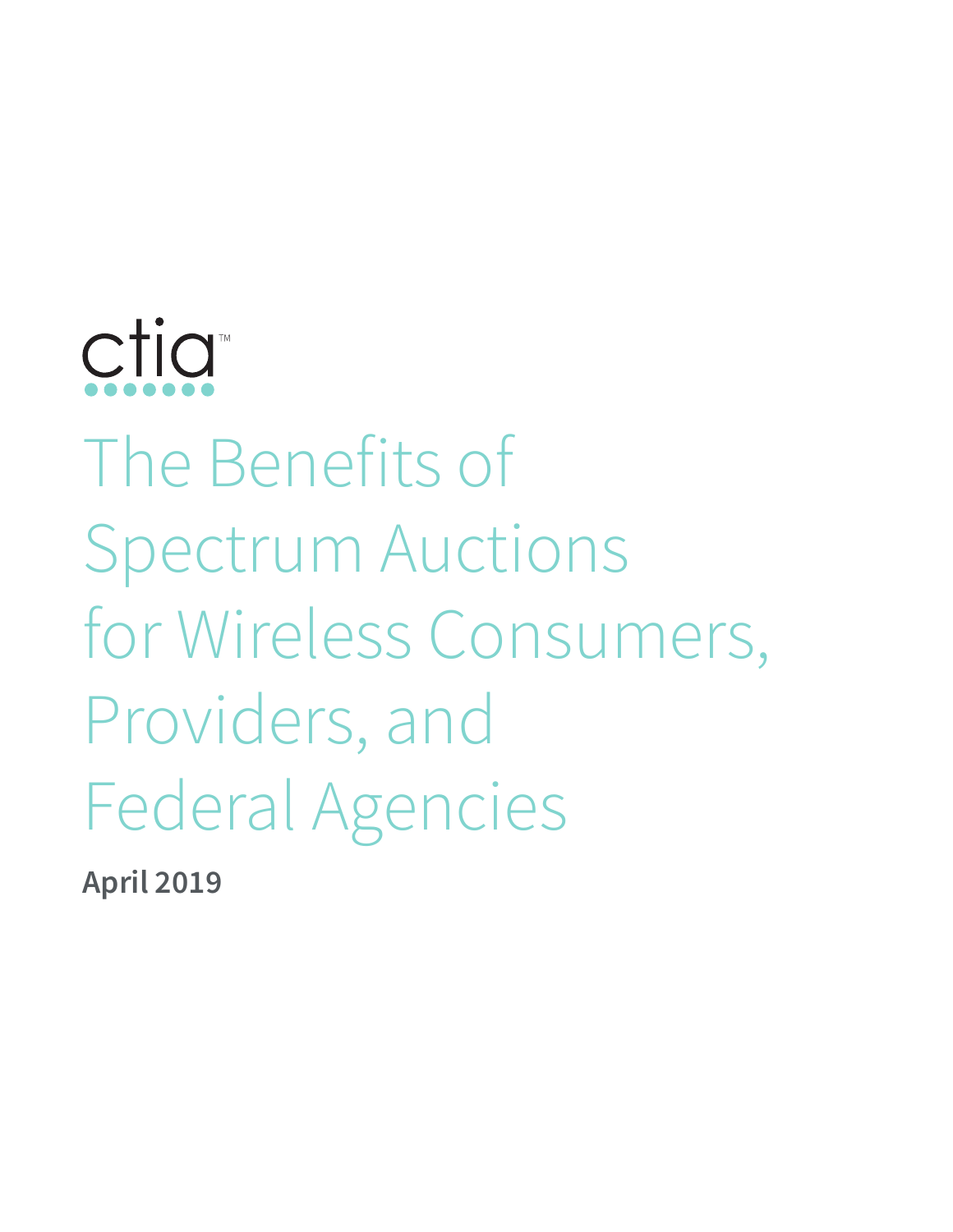ctia™

# The Benefits of Spectrum Auctions for Wireless Consumers, Providers, and Federal Agencies

**April 2019**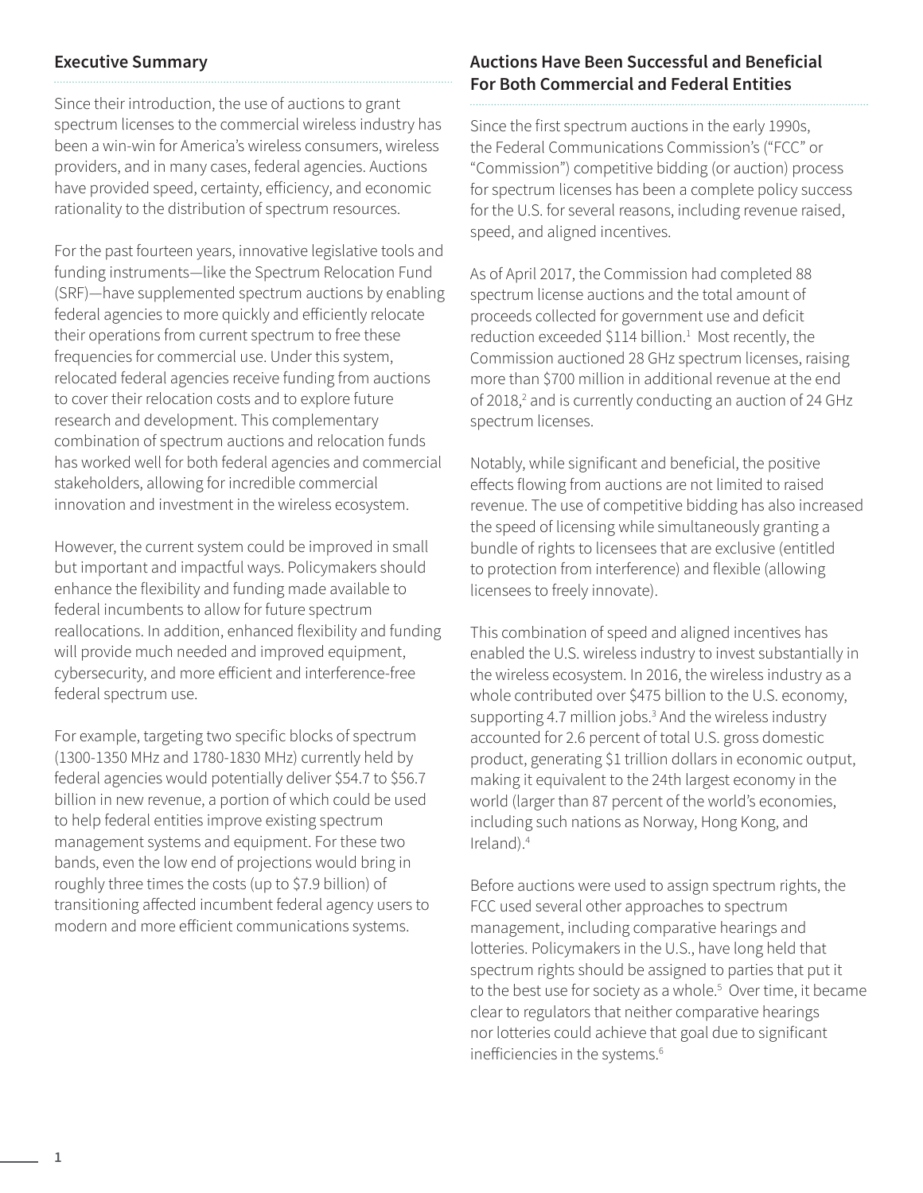## Executive Summary

Since their introduction, the use of auctions to grant spectrum licenses to the commercial wireless industry has been a win-win for America's wireless consumers, wireless providers, and in many cases, federal agencies. Auctions have provided speed, certainty, efficiency, and economic rationality to the distribution of spectrum resources.

For the past fourteen years, innovative legislative tools and funding instruments—like the Spectrum Relocation Fund (SRF)—have supplemented spectrum auctions by enabling federal agencies to more quickly and efficiently relocate their operations from current spectrum to free these frequencies for commercial use. Under this system, relocated federal agencies receive funding from auctions to cover their relocation costs and to explore future research and development. This complementary combination of spectrum auctions and relocation funds has worked well for both federal agencies and commercial stakeholders, allowing for incredible commercial innovation and investment in the wireless ecosystem.

However, the current system could be improved in small but important and impactful ways. Policymakers should enhance the flexibility and funding made available to federal incumbents to allow for future spectrum reallocations. In addition, enhanced flexibility and funding will provide much needed and improved equipment, cybersecurity, and more efficient and interference-free federal spectrum use.

For example, targeting two specific blocks of spectrum (1300-1350 MHz and 1780-1830 MHz) currently held by federal agencies would potentially deliver $54.7 to $56.7 billion in new revenue, a portion of which could be used to help federal entities improve existing spectrum management systems and equipment. For these two bands, even the low end of projections would bring in roughly three times the costs (up to $7.9 billion) of transitioning affected incumbent federal agency users to modern and more efficient communications systems.

## Auctions Have Been Successful and Beneficial For Both Commercial and Federal Entities

Since the first spectrum auctions in the early 1990s, the Federal Communications Commission's ("FCC" or "Commission") competitive bidding (or auction) process for spectrum licenses has been a complete policy success for the U.S. for several reasons, including revenue raised, speed, and aligned incentives.

As of April 2017, the Commission had completed 88 spectrum license auctions and the total amount of proceeds collected for government use and deficit reduction exceeded $114 billion.[1] Most recently, the Commission auctioned 28 GHz spectrum licenses, raising more than $700 million in additional revenue at the end of 2018,[2] and is currently conducting an auction of 24 GHz spectrum licenses.

Notably, while significant and beneficial, the positive effects flowing from auctions are not limited to raised revenue. The use of competitive bidding has also increased the speed of licensing while simultaneously granting a bundle of rights to licensees that are exclusive (entitled to protection from interference) and flexible (allowing licensees to freely innovate).

This combination of speed and aligned incentives has enabled the U.S. wireless industry to invest substantially in the wireless ecosystem. In 2016, the wireless industry as a whole contributed over $475 billion to the U.S. economy, supporting 4.7 million jobs.[3] And the wireless industry accounted for 2.6 percent of total U.S. gross domestic product, generating $1 trillion dollars in economic output, making it equivalent to the 24th largest economy in the world (larger than 87 percent of the world's economies, including such nations as Norway, Hong Kong, and Ireland).[4]

Before auctions were used to assign spectrum rights, the FCC used several other approaches to spectrum management, including comparative hearings and lotteries. Policymakers in the U.S., have long held that spectrum rights should be assigned to parties that put it to the best use for society as a whole.[5] Over time, it became clear to regulators that neither comparative hearings nor lotteries could achieve that goal due to significant inefficiencies in the systems.[6]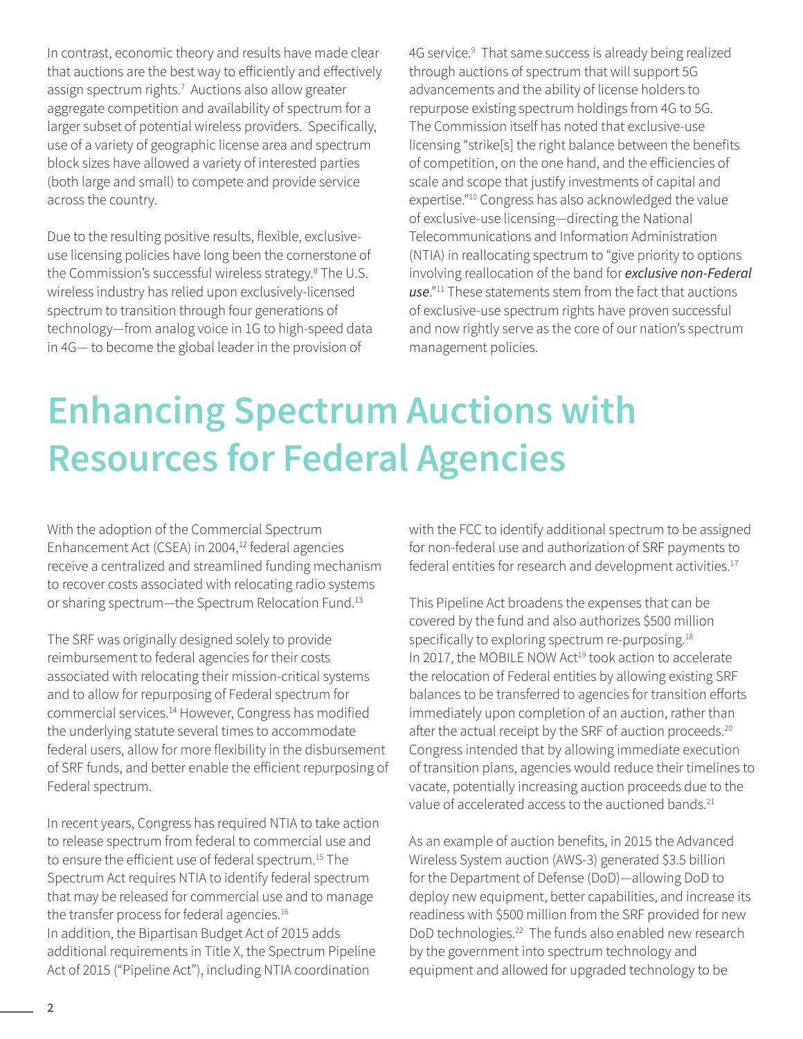In contrast, economic theory and results have made clear that auctions are the best way to efficiently and effectively assign spectrum rights.[7] Auctions also allow greater aggregate competition and availability of spectrum for a larger subset of potential wireless providers. Specifically, use of a variety of geographic license area and spectrum block sizes have allowed a variety of interested parties (both large and small) to compete and provide service across the country.

Due to the resulting positive results, flexible, exclusive-use licensing policies have long been the cornerstone of the Commission's successful wireless strategy.[8] The U.S. wireless industry has relied upon exclusively-licensed spectrum to transition through four generations of technology—from analog voice in 1G to high-speed data in 4G— to become the global leader in the provision of 4G service.[9] That same success is already being realized through auctions of spectrum that will support 5G advancements and the ability of license holders to repurpose existing spectrum holdings from 4G to 5G. The Commission itself has noted that exclusive-use licensing "strike[s] the right balance between the benefits of competition, on the one hand, and the efficiencies of scale and scope that justify investments of capital and expertise."[10] Congress has also acknowledged the value of exclusive-use licensing—directing the National Telecommunications and Information Administration (NTIA) in reallocating spectrum to "give priority to options involving reallocation of the band for ***exclusive non-Federal use***."[11] These statements stem from the fact that auctions of exclusive-use spectrum rights have proven successful and now rightly serve as the core of our nation's spectrum management policies.

# Enhancing Spectrum Auctions with Resources for Federal Agencies

With the adoption of the Commercial Spectrum Enhancement Act (CSEA) in 2004,[12] federal agencies receive a centralized and streamlined funding mechanism to recover costs associated with relocating radio systems or sharing spectrum—the Spectrum Relocation Fund.[13]

The SRF was originally designed solely to provide reimbursement to federal agencies for their costs associated with relocating their mission-critical systems and to allow for repurposing of Federal spectrum for commercial services.[14] However, Congress has modified the underlying statute several times to accommodate federal users, allow for more flexibility in the disbursement of SRF funds, and better enable the efficient repurposing of Federal spectrum.

In recent years, Congress has required NTIA to take action to release spectrum from federal to commercial use and to ensure the efficient use of federal spectrum.[15] The Spectrum Act requires NTIA to identify federal spectrum that may be released for commercial use and to manage the transfer process for federal agencies.[16] In addition, the Bipartisan Budget Act of 2015 adds additional requirements in Title X, the Spectrum Pipeline Act of 2015 ("Pipeline Act"), including NTIA coordination with the FCC to identify additional spectrum to be assigned for non-federal use and authorization of SRF payments to federal entities for research and development activities.[17]

This Pipeline Act broadens the expenses that can be covered by the fund and also authorizes $500 million specifically to exploring spectrum re-purposing.[18] In 2017, the MOBILE NOW Act[19] took action to accelerate the relocation of Federal entities by allowing existing SRF balances to be transferred to agencies for transition efforts immediately upon completion of an auction, rather than after the actual receipt by the SRF of auction proceeds.[20] Congress intended that by allowing immediate execution of transition plans, agencies would reduce their timelines to vacate, potentially increasing auction proceeds due to the value of accelerated access to the auctioned bands.[21]

As an example of auction benefits, in 2015 the Advanced Wireless System auction (AWS-3) generated $3.5 billion for the Department of Defense (DoD)—allowing DoD to deploy new equipment, better capabilities, and increase its readiness with $500 million from the SRF provided for new DoD technologies.[22] The funds also enabled new research by the government into spectrum technology and equipment and allowed for upgraded technology to be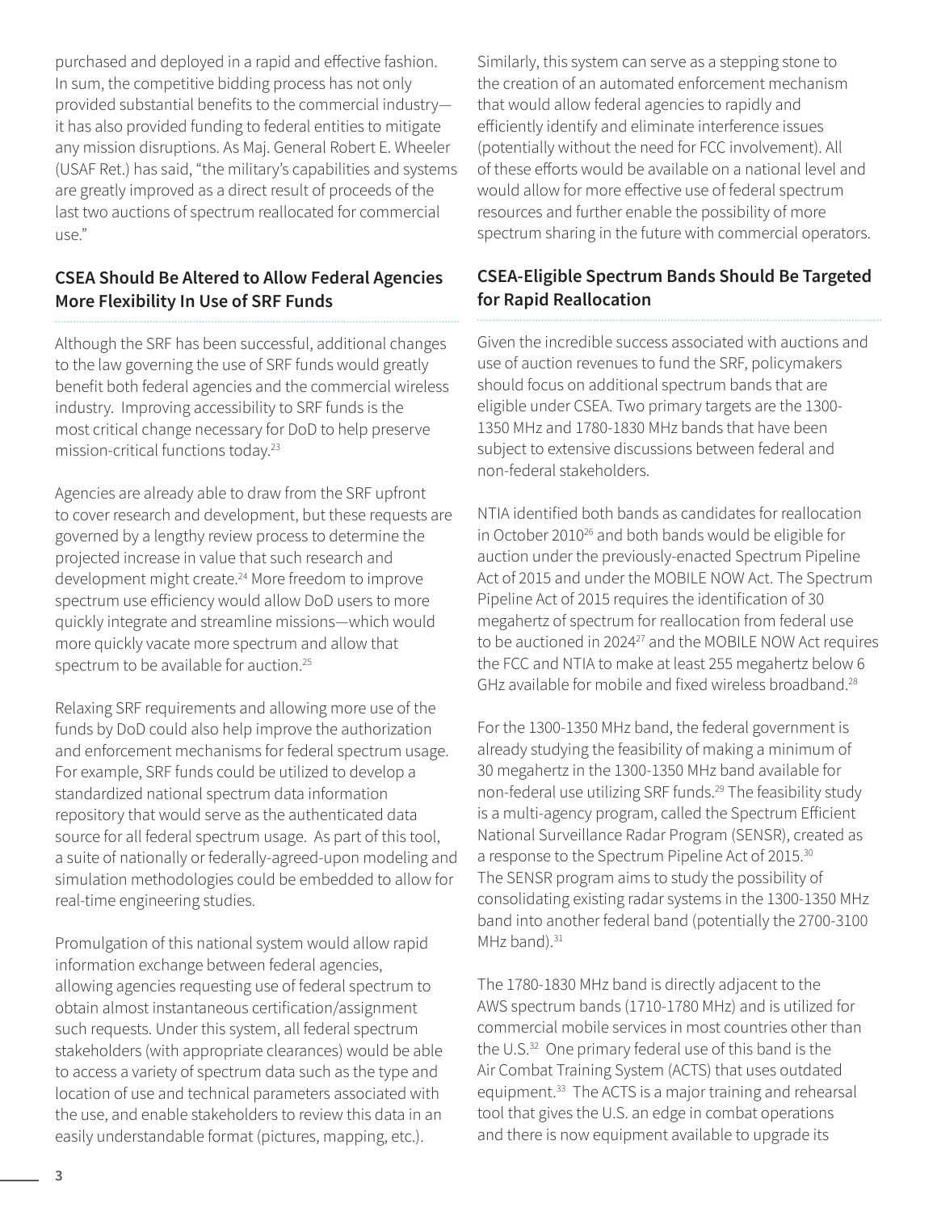purchased and deployed in a rapid and effective fashion. In sum, the competitive bidding process has not only provided substantial benefits to the commercial industry—it has also provided funding to federal entities to mitigate any mission disruptions. As Maj. General Robert E. Wheeler (USAF Ret.) has said, "the military's capabilities and systems are greatly improved as a direct result of proceeds of the last two auctions of spectrum reallocated for commercial use."

## CSEA Should Be Altered to Allow Federal Agencies More Flexibility In Use of SRF Funds

Although the SRF has been successful, additional changes to the law governing the use of SRF funds would greatly benefit both federal agencies and the commercial wireless industry. Improving accessibility to SRF funds is the most critical change necessary for DoD to help preserve mission-critical functions today.[23]

Agencies are already able to draw from the SRF upfront to cover research and development, but these requests are governed by a lengthy review process to determine the projected increase in value that such research and development might create.[24] More freedom to improve spectrum use efficiency would allow DoD users to more quickly integrate and streamline missions—which would more quickly vacate more spectrum and allow that spectrum to be available for auction.[25]

Relaxing SRF requirements and allowing more use of the funds by DoD could also help improve the authorization and enforcement mechanisms for federal spectrum usage. For example, SRF funds could be utilized to develop a standardized national spectrum data information repository that would serve as the authenticated data source for all federal spectrum usage. As part of this tool, a suite of nationally or federally-agreed-upon modeling and simulation methodologies could be embedded to allow for real-time engineering studies.

Promulgation of this national system would allow rapid information exchange between federal agencies, allowing agencies requesting use of federal spectrum to obtain almost instantaneous certification/assignment such requests. Under this system, all federal spectrum stakeholders (with appropriate clearances) would be able to access a variety of spectrum data such as the type and location of use and technical parameters associated with the use, and enable stakeholders to review this data in an easily understandable format (pictures, mapping, etc.).

Similarly, this system can serve as a stepping stone to the creation of an automated enforcement mechanism that would allow federal agencies to rapidly and efficiently identify and eliminate interference issues (potentially without the need for FCC involvement). All of these efforts would be available on a national level and would allow for more effective use of federal spectrum resources and further enable the possibility of more spectrum sharing in the future with commercial operators.

## CSEA-Eligible Spectrum Bands Should Be Targeted for Rapid Reallocation

Given the incredible success associated with auctions and use of auction revenues to fund the SRF, policymakers should focus on additional spectrum bands that are eligible under CSEA. Two primary targets are the 1300-1350 MHz and 1780-1830 MHz bands that have been subject to extensive discussions between federal and non-federal stakeholders.

NTIA identified both bands as candidates for reallocation in October 2010[26] and both bands would be eligible for auction under the previously-enacted Spectrum Pipeline Act of 2015 and under the MOBILE NOW Act. The Spectrum Pipeline Act of 2015 requires the identification of 30 megahertz of spectrum for reallocation from federal use to be auctioned in 2024[27] and the MOBILE NOW Act requires the FCC and NTIA to make at least 255 megahertz below 6 GHz available for mobile and fixed wireless broadband.[28]

For the 1300-1350 MHz band, the federal government is already studying the feasibility of making a minimum of 30 megahertz in the 1300-1350 MHz band available for non-federal use utilizing SRF funds.[29] The feasibility study is a multi-agency program, called the Spectrum Efficient National Surveillance Radar Program (SENSR), created as a response to the Spectrum Pipeline Act of 2015.[30] The SENSR program aims to study the possibility of consolidating existing radar systems in the 1300-1350 MHz band into another federal band (potentially the 2700-3100 MHz band).[31]

The 1780-1830 MHz band is directly adjacent to the AWS spectrum bands (1710-1780 MHz) and is utilized for commercial mobile services in most countries other than the U.S.[32] One primary federal use of this band is the Air Combat Training System (ACTS) that uses outdated equipment.[33] The ACTS is a major training and rehearsal tool that gives the U.S. an edge in combat operations and there is now equipment available to upgrade its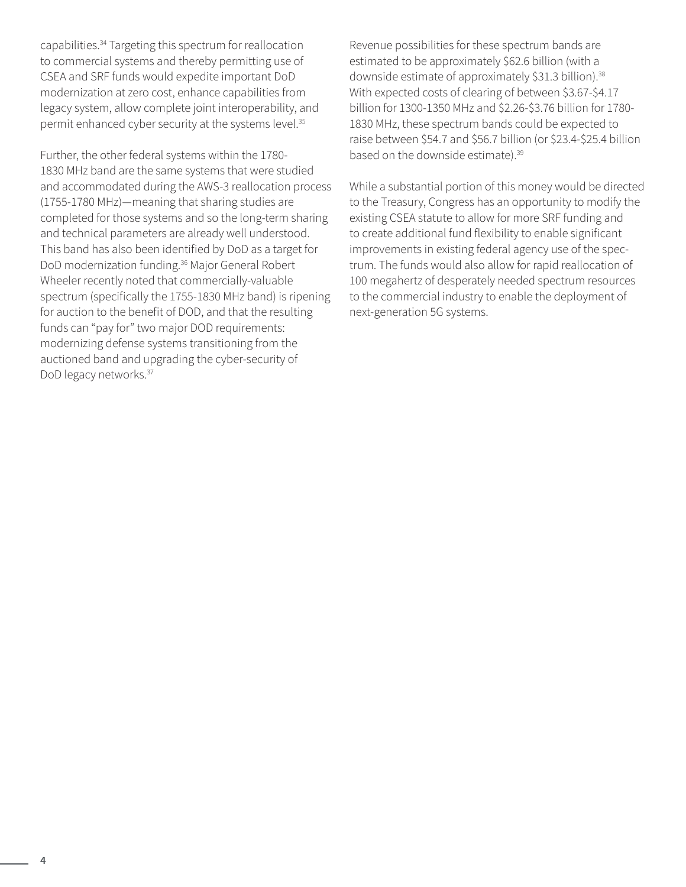capabilities.[34] Targeting this spectrum for reallocation to commercial systems and thereby permitting use of CSEA and SRF funds would expedite important DoD modernization at zero cost, enhance capabilities from legacy system, allow complete joint interoperability, and permit enhanced cyber security at the systems level.[35]

Further, the other federal systems within the 1780-1830 MHz band are the same systems that were studied and accommodated during the AWS-3 reallocation process (1755-1780 MHz)—meaning that sharing studies are completed for those systems and so the long-term sharing and technical parameters are already well understood. This band has also been identified by DoD as a target for DoD modernization funding.[36] Major General Robert Wheeler recently noted that commercially-valuable spectrum (specifically the 1755-1830 MHz band) is ripening for auction to the benefit of DOD, and that the resulting funds can "pay for" two major DOD requirements: modernizing defense systems transitioning from the auctioned band and upgrading the cyber-security of DoD legacy networks.[37]

Revenue possibilities for these spectrum bands are estimated to be approximately $62.6 billion (with a downside estimate of approximately $31.3 billion).[38] With expected costs of clearing of between $3.67-$4.17 billion for 1300-1350 MHz and $2.26-$3.76 billion for 1780-1830 MHz, these spectrum bands could be expected to raise between $54.7 and $56.7 billion (or $23.4-$25.4 billion based on the downside estimate).[39]

While a substantial portion of this money would be directed to the Treasury, Congress has an opportunity to modify the existing CSEA statute to allow for more SRF funding and to create additional fund flexibility to enable significant improvements in existing federal agency use of the spectrum. The funds would also allow for rapid reallocation of 100 megahertz of desperately needed spectrum resources to the commercial industry to enable the deployment of next-generation 5G systems.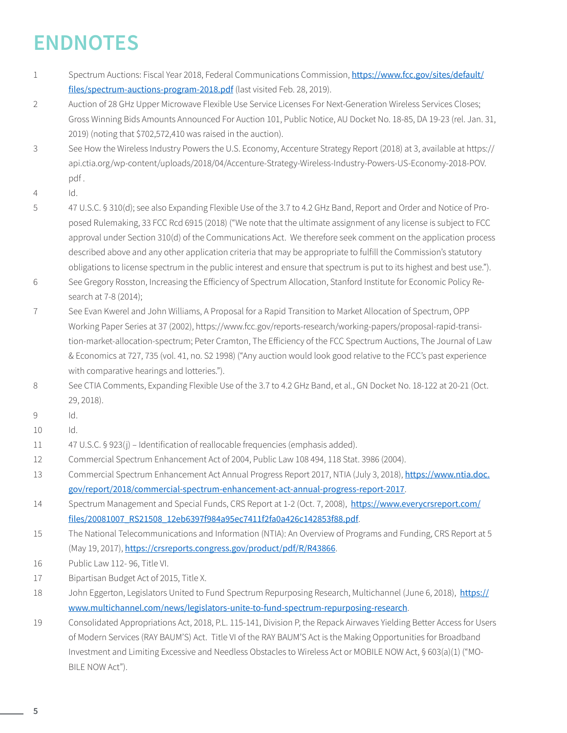# ENDNOTES

1. Spectrum Auctions: Fiscal Year 2018, Federal Communications Commission, [https://www.fcc.gov/sites/default/files/spectrum-auctions-program-2018.pdf](https://www.fcc.gov/sites/default/files/spectrum-auctions-program-2018.pdf) (last visited Feb. 28, 2019).
2. Auction of 28 GHz Upper Microwave Flexible Use Service Licenses For Next-Generation Wireless Services Closes; Gross Winning Bids Amounts Announced For Auction 101, Public Notice, AU Docket No. 18-85, DA 19-23 (rel. Jan. 31, 2019) (noting that $702,572,410 was raised in the auction).
3. See How the Wireless Industry Powers the U.S. Economy, Accenture Strategy Report (2018) at 3, available at https://api.ctia.org/wp-content/uploads/2018/04/Accenture-Strategy-Wireless-Industry-Powers-US-Economy-2018-POV.pdf .
4. Id.
5. 47 U.S.C. § 310(d); see also Expanding Flexible Use of the 3.7 to 4.2 GHz Band, Report and Order and Notice of Proposed Rulemaking, 33 FCC Rcd 6915 (2018) ("We note that the ultimate assignment of any license is subject to FCC approval under Section 310(d) of the Communications Act. We therefore seek comment on the application process described above and any other application criteria that may be appropriate to fulfill the Commission's statutory obligations to license spectrum in the public interest and ensure that spectrum is put to its highest and best use.").
6. See Gregory Rosston, Increasing the Efficiency of Spectrum Allocation, Stanford Institute for Economic Policy Research at 7-8 (2014);
7. See Evan Kwerel and John Williams, A Proposal for a Rapid Transition to Market Allocation of Spectrum, OPP Working Paper Series at 37 (2002), https://www.fcc.gov/reports-research/working-papers/proposal-rapid-transition-market-allocation-spectrum; Peter Cramton, The Efficiency of the FCC Spectrum Auctions, The Journal of Law & Economics at 727, 735 (vol. 41, no. S2 1998) ("Any auction would look good relative to the FCC's past experience with comparative hearings and lotteries.").
8. See CTIA Comments, Expanding Flexible Use of the 3.7 to 4.2 GHz Band, et al., GN Docket No. 18-122 at 20-21 (Oct. 29, 2018).
9. Id.
10. Id.
11. 47 U.S.C. § 923(j) – Identification of reallocable frequencies (emphasis added).
12. Commercial Spectrum Enhancement Act of 2004, Public Law 108 494, 118 Stat. 3986 (2004).
13. Commercial Spectrum Enhancement Act Annual Progress Report 2017, NTIA (July 3, 2018), [https://www.ntia.doc.gov/report/2018/commercial-spectrum-enhancement-act-annual-progress-report-2017](https://www.ntia.doc.gov/report/2018/commercial-spectrum-enhancement-act-annual-progress-report-2017).
14. Spectrum Management and Special Funds, CRS Report at 1-2 (Oct. 7, 2008), [https://www.everycrsreport.com/files/20081007_RS21508_12eb6397f984a95ec7411f2fa0a426c142853f88.pdf](https://www.everycrsreport.com/files/20081007_RS21508_12eb6397f984a95ec7411f2fa0a426c142853f88.pdf).
15. The National Telecommunications and Information (NTIA): An Overview of Programs and Funding, CRS Report at 5 (May 19, 2017), [https://crsreports.congress.gov/product/pdf/R/R43866](https://crsreports.congress.gov/product/pdf/R/R43866).
16. Public Law 112- 96, Title VI.
17. Bipartisan Budget Act of 2015, Title X.
18. John Eggerton, Legislators United to Fund Spectrum Repurposing Research, Multichannel (June 6, 2018), [https://www.multichannel.com/news/legislators-unite-to-fund-spectrum-repurposing-research](https://www.multichannel.com/news/legislators-unite-to-fund-spectrum-repurposing-research).
19. Consolidated Appropriations Act, 2018, P.L. 115-141, Division P, the Repack Airwaves Yielding Better Access for Users of Modern Services (RAY BAUM'S) Act. Title VI of the RAY BAUM'S Act is the Making Opportunities for Broadband Investment and Limiting Excessive and Needless Obstacles to Wireless Act or MOBILE NOW Act, § 603(a)(1) ("MOBILE NOW Act").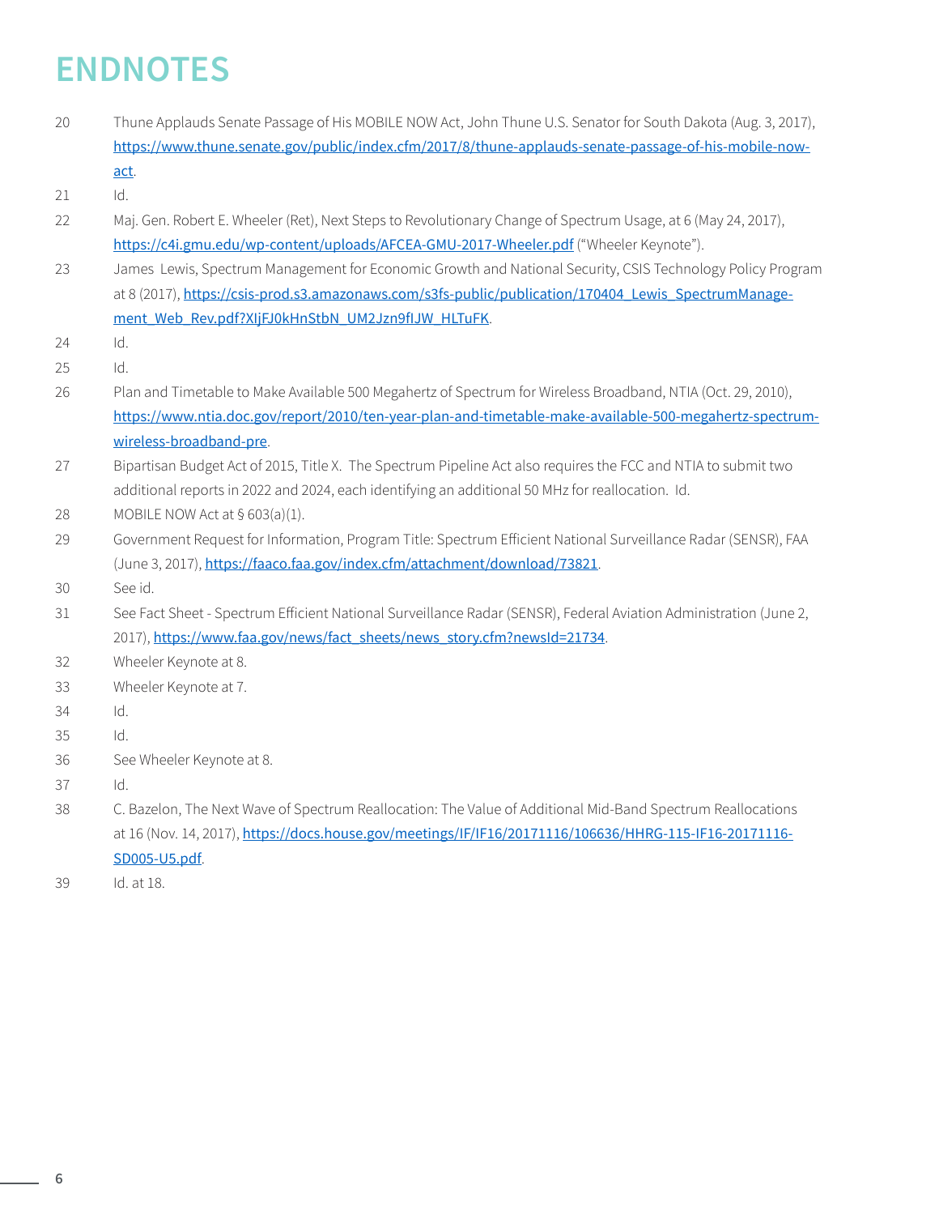# ENDNOTES

20 Thune Applauds Senate Passage of His MOBILE NOW Act, John Thune U.S. Senator for South Dakota (Aug. 3, 2017), https://www.thune.senate.gov/public/index.cfm/2017/8/thune-applauds-senate-passage-of-his-mobile-now-act.

21 Id.

22 Maj. Gen. Robert E. Wheeler (Ret), Next Steps to Revolutionary Change of Spectrum Usage, at 6 (May 24, 2017), https://c4i.gmu.edu/wp-content/uploads/AFCEA-GMU-2017-Wheeler.pdf ("Wheeler Keynote").

23 James Lewis, Spectrum Management for Economic Growth and National Security, CSIS Technology Policy Program at 8 (2017), https://csis-prod.s3.amazonaws.com/s3fs-public/publication/170404_Lewis_SpectrumManagement_Web_Rev.pdf?XIjFJ0kHnStbN_UM2Jzn9fIJW_HLTuFK.

24 Id.

25 Id.

26 Plan and Timetable to Make Available 500 Megahertz of Spectrum for Wireless Broadband, NTIA (Oct. 29, 2010), https://www.ntia.doc.gov/report/2010/ten-year-plan-and-timetable-make-available-500-megahertz-spectrum-wireless-broadband-pre.

27 Bipartisan Budget Act of 2015, Title X. The Spectrum Pipeline Act also requires the FCC and NTIA to submit two additional reports in 2022 and 2024, each identifying an additional 50 MHz for reallocation. Id.

28 MOBILE NOW Act at § 603(a)(1).

29 Government Request for Information, Program Title: Spectrum Efficient National Surveillance Radar (SENSR), FAA (June 3, 2017), https://faaco.faa.gov/index.cfm/attachment/download/73821.

30 See id.

31 See Fact Sheet - Spectrum Efficient National Surveillance Radar (SENSR), Federal Aviation Administration (June 2, 2017), https://www.faa.gov/news/fact_sheets/news_story.cfm?newsId=21734.

32 Wheeler Keynote at 8.

33 Wheeler Keynote at 7.

34 Id.

35 Id.

36 See Wheeler Keynote at 8.

37 Id.

38 C. Bazelon, The Next Wave of Spectrum Reallocation: The Value of Additional Mid-Band Spectrum Reallocations at 16 (Nov. 14, 2017), https://docs.house.gov/meetings/IF/IF16/20171116/106636/HHRG-115-IF16-20171116-SD005-U5.pdf.

39 Id. at 18.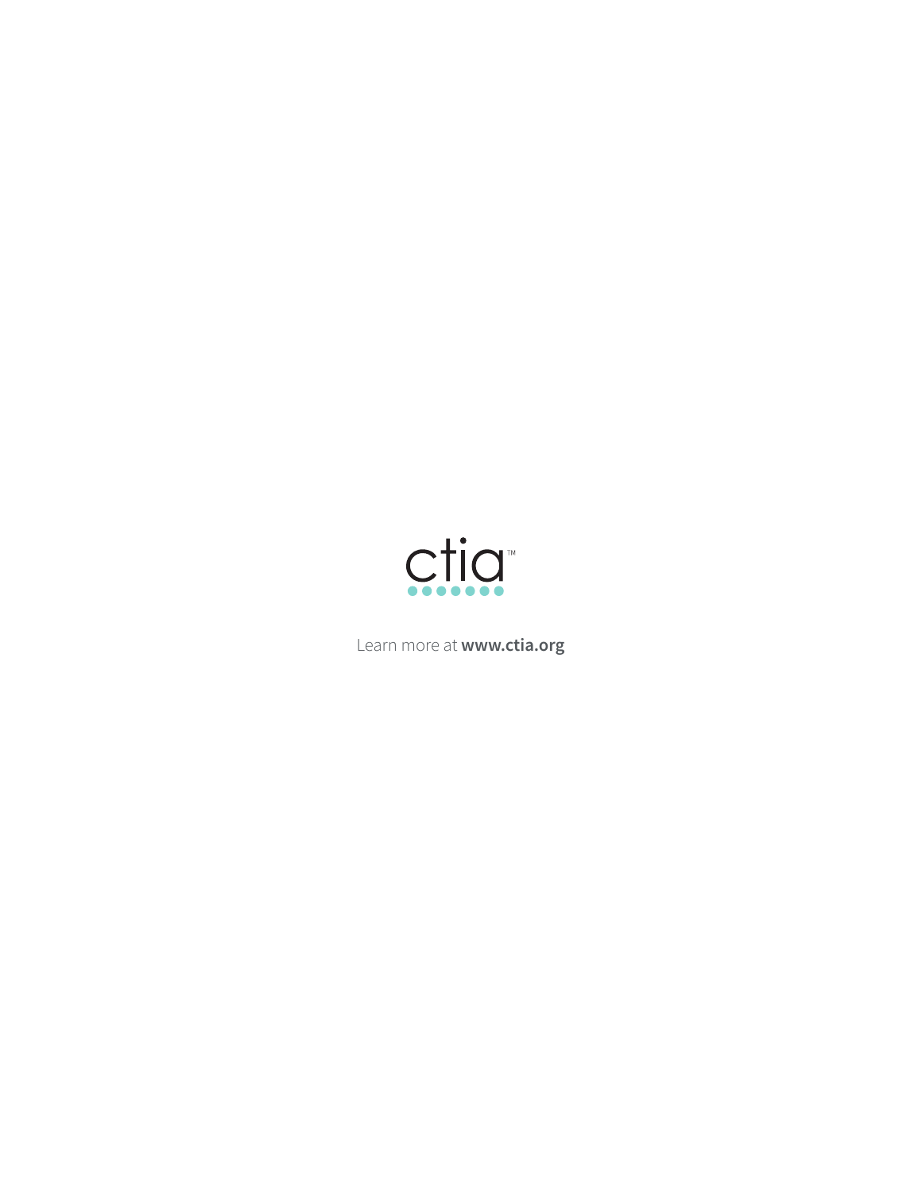ctia™

Learn more at **www.ctia.org**